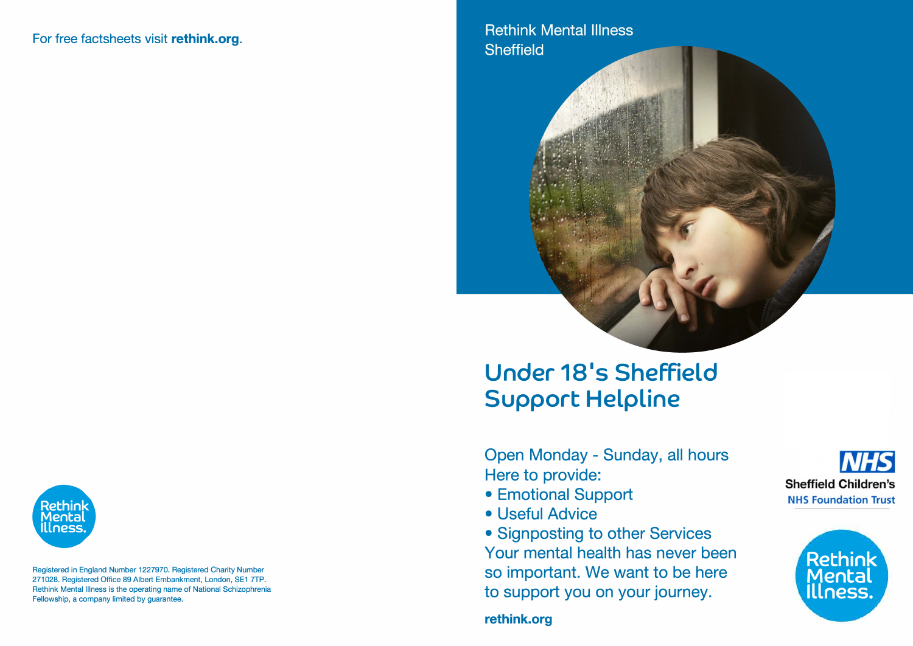For free factsheets visit **rethink.org**.

Rethink Mental Illness.

Registered in England Number 1227970. Registered Charity Number 271028. Registered Office 89 Albert Embankment, London, SE1 7TP. Rethink Mental Illness is the operating name of National Schizophrenia Fellowship, a company limited by guarantee.

Rethink Mental Illness
Sheffield

# Under 18's Sheffield Support Helpline

Open Monday - Sunday, all hours
Here to provide:

- Emotional Support
- Useful Advice
- Signposting to other Services

Your mental health has never been so important. We want to be here to support you on your journey.

**rethink.org**

NHS
Sheffield Children's
NHS Foundation Trust

Rethink Mental Illness.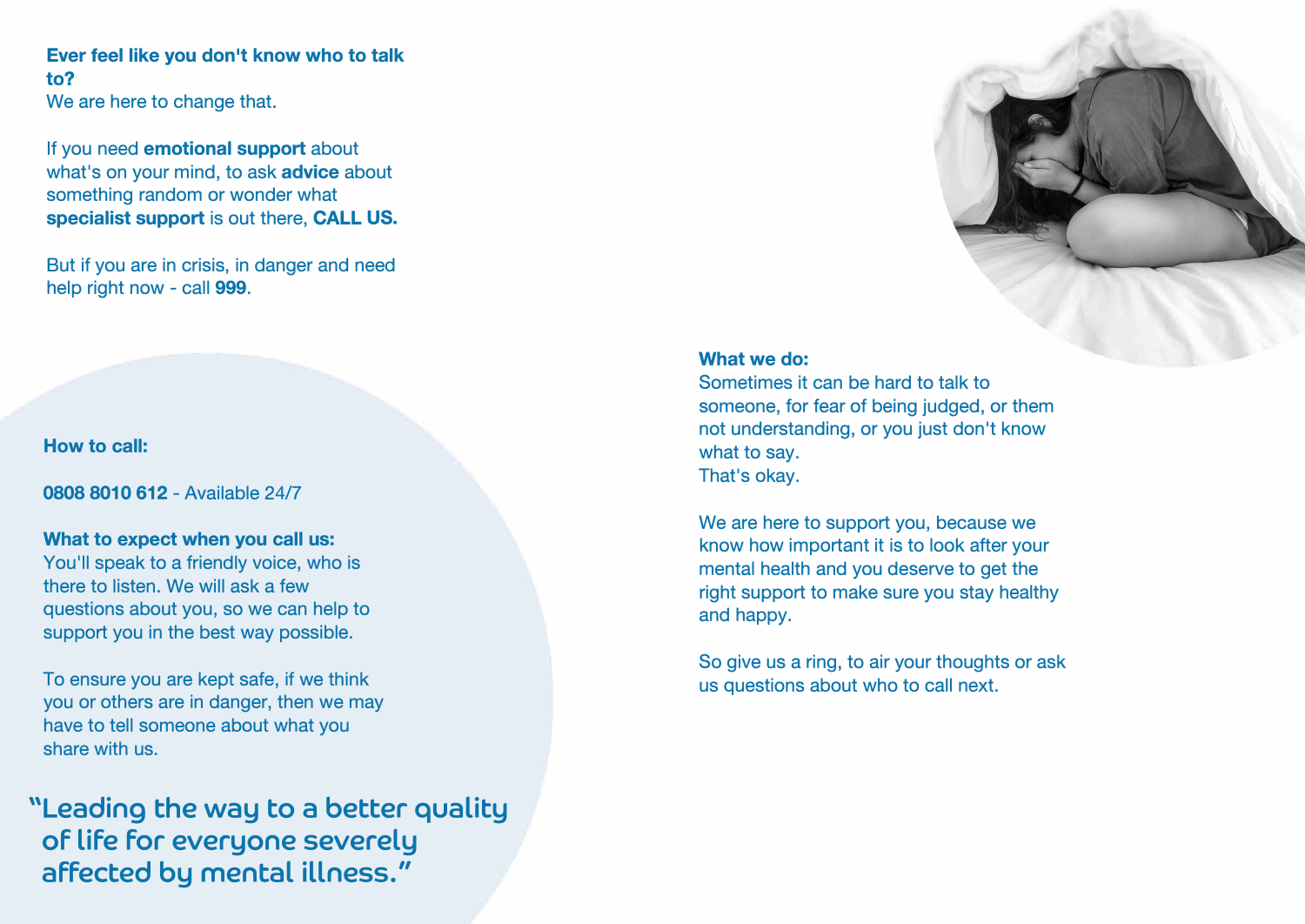**Ever feel like you don't know who to talk to?**
We are here to change that.

If you need **emotional support** about what's on your mind, to ask **advice** about something random or wonder what **specialist support** is out there, **CALL US.**

But if you are in crisis, in danger and need help right now - call **999**.

**How to call:**

**0808 8010 612** - Available 24/7

**What to expect when you call us:**
You'll speak to a friendly voice, who is there to listen. We will ask a few questions about you, so we can help to support you in the best way possible.

To ensure you are kept safe, if we think you or others are in danger, then we may have to tell someone about what you share with us.

"Leading the way to a better quality of life for everyone severely affected by mental illness."

**What we do:**
Sometimes it can be hard to talk to someone, for fear of being judged, or them not understanding, or you just don't know what to say.
That's okay.

We are here to support you, because we know how important it is to look after your mental health and you deserve to get the right support to make sure you stay healthy and happy.

So give us a ring, to air your thoughts or ask us questions about who to call next.